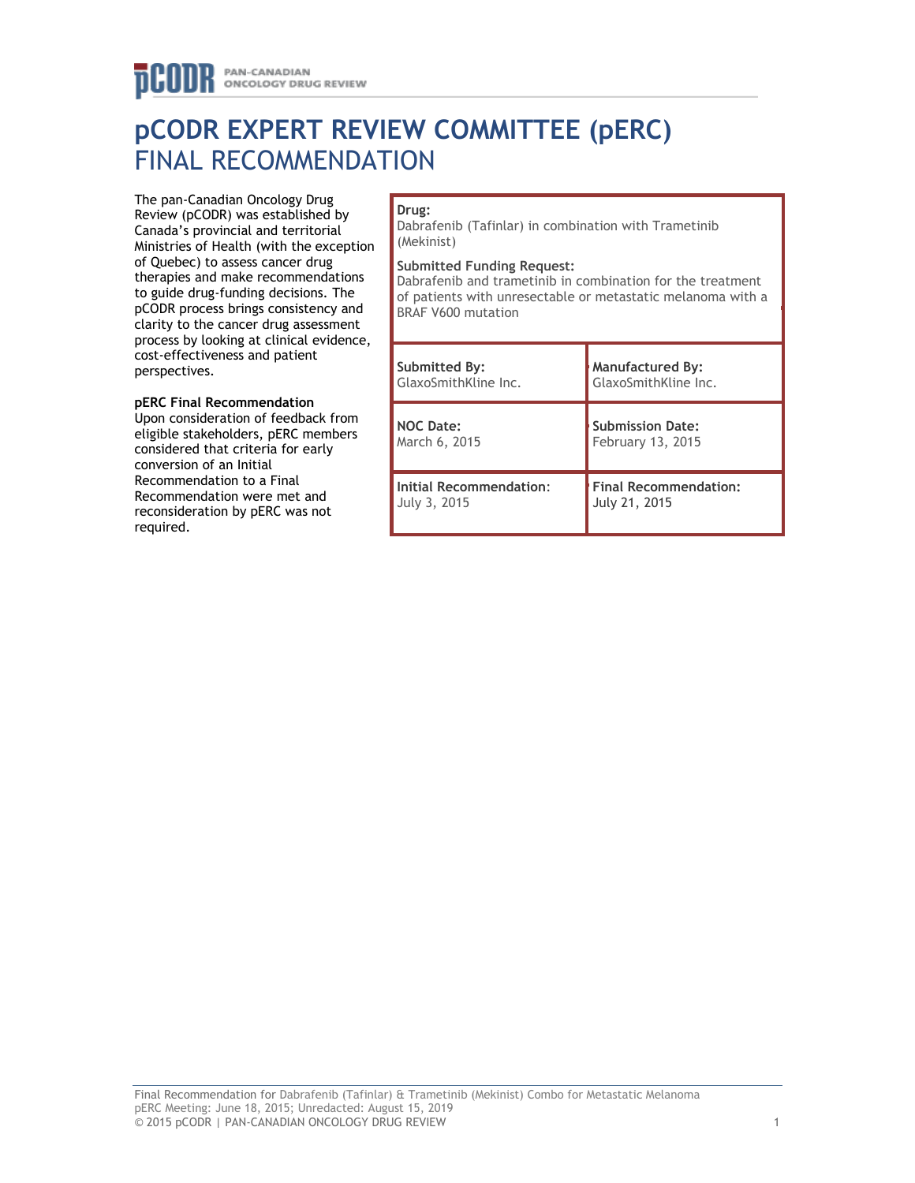# pCODR EXPERT REVIEW COMMITTEE (pERC)
## FINAL RECOMMENDATION

The pan-Canadian Oncology Drug Review (pCODR) was established by Canada's provincial and territorial Ministries of Health (with the exception of Quebec) to assess cancer drug therapies and make recommendations to guide drug-funding decisions. The pCODR process brings consistency and clarity to the cancer drug assessment process by looking at clinical evidence, cost-effectiveness and patient perspectives.

**pERC Final Recommendation**
Upon consideration of feedback from eligible stakeholders, pERC members considered that criteria for early conversion of an Initial Recommendation to a Final Recommendation were met and reconsideration by pERC was not required.

| **Drug:**<br>Dabrafenib (Tafinlar) in combination with Trametinib (Mekinist)<br><br>**Submitted Funding Request:**<br>Dabrafenib and trametinib in combination for the treatment of patients with unresectable or metastatic melanoma with a BRAF V600 mutation | |
|---|---|
| **Submitted By:**<br>GlaxoSmithKline Inc. | **Manufactured By:**<br>GlaxoSmithKline Inc. |
| **NOC Date:**<br>March 6, 2015 | **Submission Date:**<br>February 13, 2015 |
| **Initial Recommendation:**<br>July 3, 2015 | **Final Recommendation:**<br>July 21, 2015 |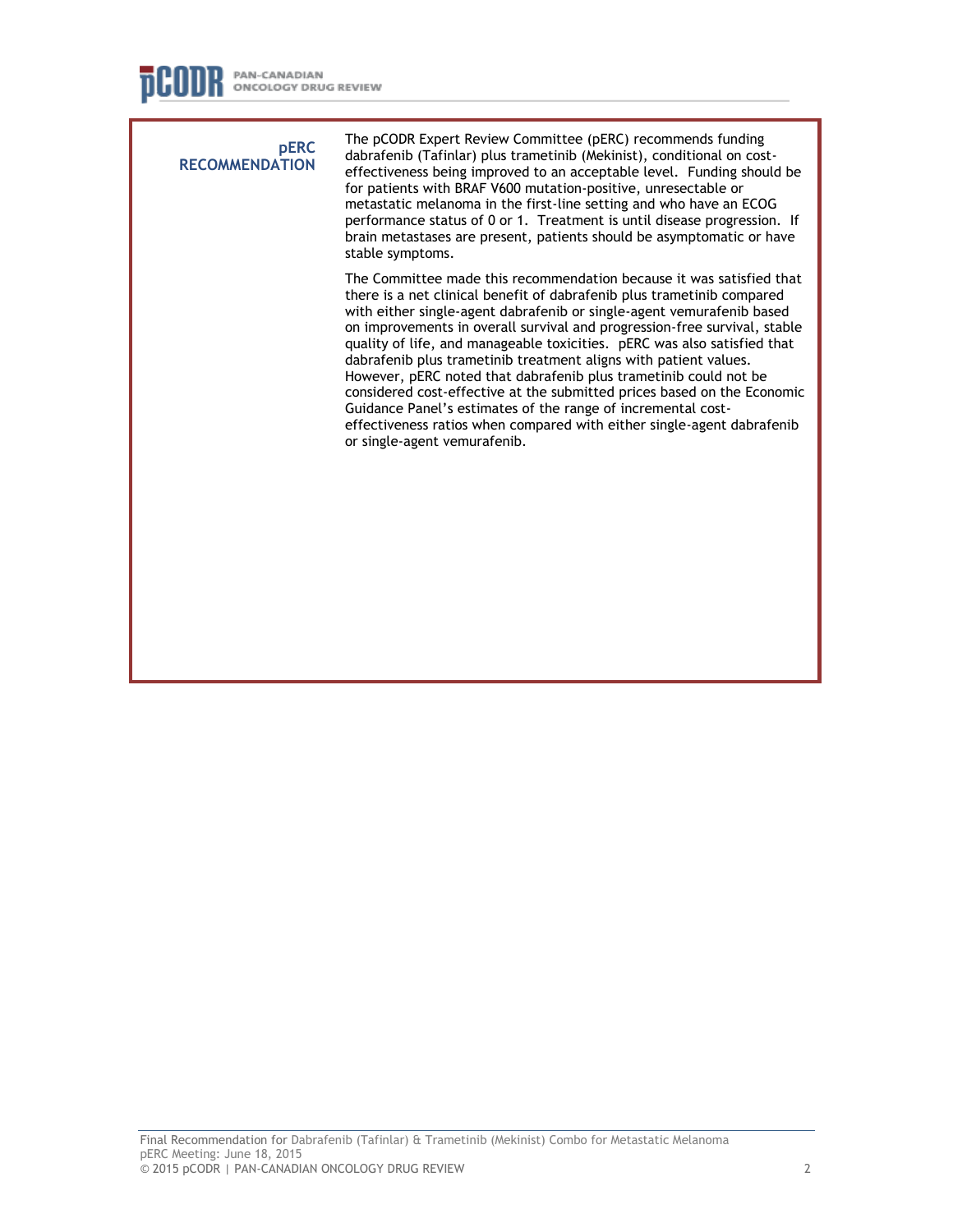## pERC RECOMMENDATION

The pCODR Expert Review Committee (pERC) recommends funding dabrafenib (Tafinlar) plus trametinib (Mekinist), conditional on cost-effectiveness being improved to an acceptable level. Funding should be for patients with BRAF V600 mutation-positive, unresectable or metastatic melanoma in the first-line setting and who have an ECOG performance status of 0 or 1. Treatment is until disease progression. If brain metastases are present, patients should be asymptomatic or have stable symptoms.

The Committee made this recommendation because it was satisfied that there is a net clinical benefit of dabrafenib plus trametinib compared with either single-agent dabrafenib or single-agent vemurafenib based on improvements in overall survival and progression-free survival, stable quality of life, and manageable toxicities. pERC was also satisfied that dabrafenib plus trametinib treatment aligns with patient values. However, pERC noted that dabrafenib plus trametinib could not be considered cost-effective at the submitted prices based on the Economic Guidance Panel's estimates of the range of incremental cost-effectiveness ratios when compared with either single-agent dabrafenib or single-agent vemurafenib.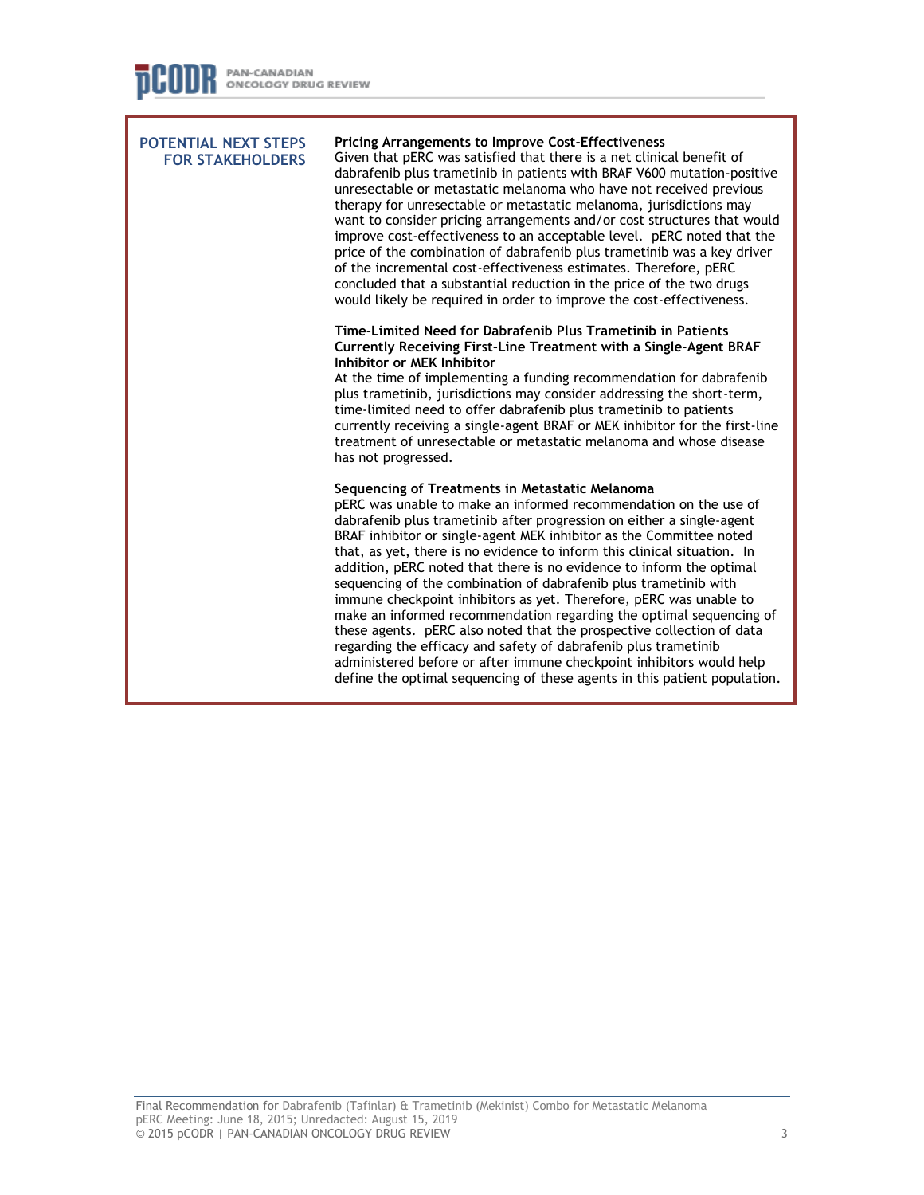## POTENTIAL NEXT STEPS FOR STAKEHOLDERS

**Pricing Arrangements to Improve Cost-Effectiveness**

Given that pERC was satisfied that there is a net clinical benefit of dabrafenib plus trametinib in patients with BRAF V600 mutation-positive unresectable or metastatic melanoma who have not received previous therapy for unresectable or metastatic melanoma, jurisdictions may want to consider pricing arrangements and/or cost structures that would improve cost-effectiveness to an acceptable level. pERC noted that the price of the combination of dabrafenib plus trametinib was a key driver of the incremental cost-effectiveness estimates. Therefore, pERC concluded that a substantial reduction in the price of the two drugs would likely be required in order to improve the cost-effectiveness.

**Time-Limited Need for Dabrafenib Plus Trametinib in Patients Currently Receiving First-Line Treatment with a Single-Agent BRAF Inhibitor or MEK Inhibitor**

At the time of implementing a funding recommendation for dabrafenib plus trametinib, jurisdictions may consider addressing the short-term, time-limited need to offer dabrafenib plus trametinib to patients currently receiving a single-agent BRAF or MEK inhibitor for the first-line treatment of unresectable or metastatic melanoma and whose disease has not progressed.

**Sequencing of Treatments in Metastatic Melanoma**

pERC was unable to make an informed recommendation on the use of dabrafenib plus trametinib after progression on either a single-agent BRAF inhibitor or single-agent MEK inhibitor as the Committee noted that, as yet, there is no evidence to inform this clinical situation. In addition, pERC noted that there is no evidence to inform the optimal sequencing of the combination of dabrafenib plus trametinib with immune checkpoint inhibitors as yet. Therefore, pERC was unable to make an informed recommendation regarding the optimal sequencing of these agents. pERC also noted that the prospective collection of data regarding the efficacy and safety of dabrafenib plus trametinib administered before or after immune checkpoint inhibitors would help define the optimal sequencing of these agents in this patient population.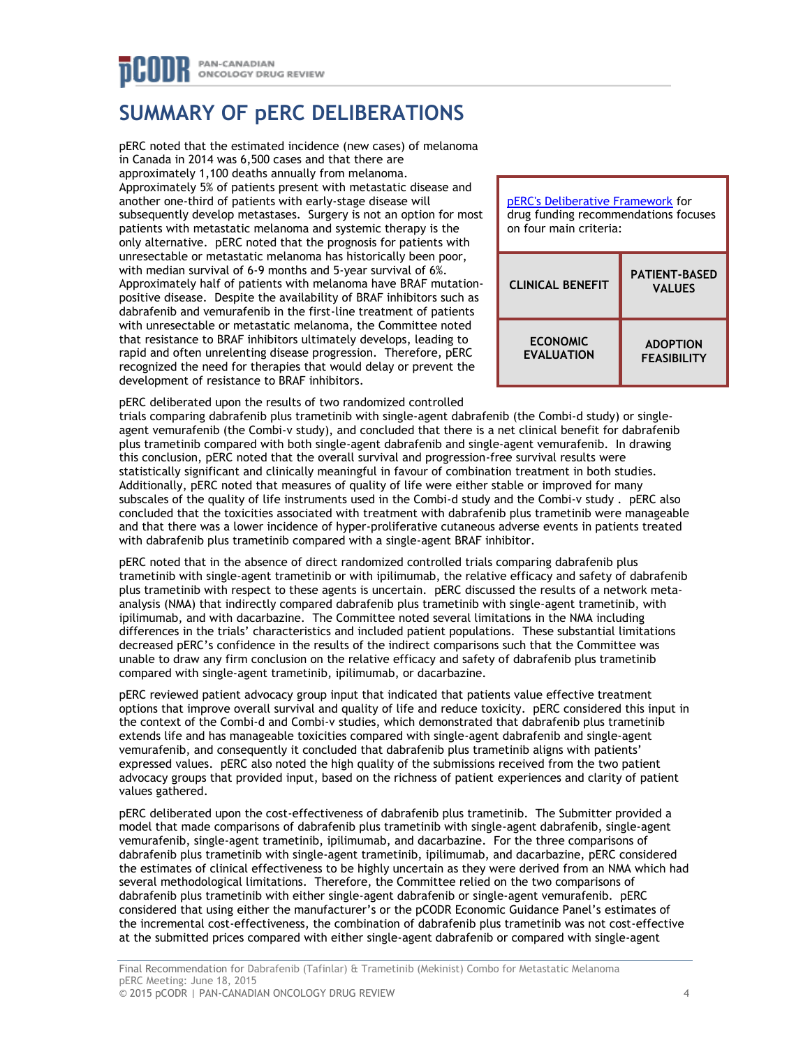# SUMMARY OF pERC DELIBERATIONS

pERC noted that the estimated incidence (new cases) of melanoma in Canada in 2014 was 6,500 cases and that there are approximately 1,100 deaths annually from melanoma. Approximately 5% of patients present with metastatic disease and another one-third of patients with early-stage disease will subsequently develop metastases. Surgery is not an option for most patients with metastatic melanoma and systemic therapy is the only alternative. pERC noted that the prognosis for patients with unresectable or metastatic melanoma has historically been poor, with median survival of 6-9 months and 5-year survival of 6%. Approximately half of patients with melanoma have BRAF mutation-positive disease. Despite the availability of BRAF inhibitors such as dabrafenib and vemurafenib in the first-line treatment of patients with unresectable or metastatic melanoma, the Committee noted that resistance to BRAF inhibitors ultimately develops, leading to rapid and often unrelenting disease progression. Therefore, pERC recognized the need for therapies that would delay or prevent the development of resistance to BRAF inhibitors.

| pERC's Deliberative Framework for drug funding recommendations focuses on four main criteria: | |
|---|---|
| **CLINICAL BENEFIT** | **PATIENT-BASED VALUES** |
| **ECONOMIC EVALUATION** | **ADOPTION FEASIBILITY** |

pERC deliberated upon the results of two randomized controlled trials comparing dabrafenib plus trametinib with single-agent dabrafenib (the Combi-d study) or single-agent vemurafenib (the Combi-v study), and concluded that there is a net clinical benefit for dabrafenib plus trametinib compared with both single-agent dabrafenib and single-agent vemurafenib. In drawing this conclusion, pERC noted that the overall survival and progression-free survival results were statistically significant and clinically meaningful in favour of combination treatment in both studies. Additionally, pERC noted that measures of quality of life were either stable or improved for many subscales of the quality of life instruments used in the Combi-d study and the Combi-v study . pERC also concluded that the toxicities associated with treatment with dabrafenib plus trametinib were manageable and that there was a lower incidence of hyper-proliferative cutaneous adverse events in patients treated with dabrafenib plus trametinib compared with a single-agent BRAF inhibitor.

pERC noted that in the absence of direct randomized controlled trials comparing dabrafenib plus trametinib with single-agent trametinib or with ipilimumab, the relative efficacy and safety of dabrafenib plus trametinib with respect to these agents is uncertain. pERC discussed the results of a network meta-analysis (NMA) that indirectly compared dabrafenib plus trametinib with single-agent trametinib, with ipilimumab, and with dacarbazine. The Committee noted several limitations in the NMA including differences in the trials' characteristics and included patient populations. These substantial limitations decreased pERC's confidence in the results of the indirect comparisons such that the Committee was unable to draw any firm conclusion on the relative efficacy and safety of dabrafenib plus trametinib compared with single-agent trametinib, ipilimumab, or dacarbazine.

pERC reviewed patient advocacy group input that indicated that patients value effective treatment options that improve overall survival and quality of life and reduce toxicity. pERC considered this input in the context of the Combi-d and Combi-v studies, which demonstrated that dabrafenib plus trametinib extends life and has manageable toxicities compared with single-agent dabrafenib and single-agent vemurafenib, and consequently it concluded that dabrafenib plus trametinib aligns with patients' expressed values. pERC also noted the high quality of the submissions received from the two patient advocacy groups that provided input, based on the richness of patient experiences and clarity of patient values gathered.

pERC deliberated upon the cost-effectiveness of dabrafenib plus trametinib. The Submitter provided a model that made comparisons of dabrafenib plus trametinib with single-agent dabrafenib, single-agent vemurafenib, single-agent trametinib, ipilimumab, and dacarbazine. For the three comparisons of dabrafenib plus trametinib with single-agent trametinib, ipilimumab, and dacarbazine, pERC considered the estimates of clinical effectiveness to be highly uncertain as they were derived from an NMA which had several methodological limitations. Therefore, the Committee relied on the two comparisons of dabrafenib plus trametinib with either single-agent dabrafenib or single-agent vemurafenib. pERC considered that using either the manufacturer's or the pCODR Economic Guidance Panel's estimates of the incremental cost-effectiveness, the combination of dabrafenib plus trametinib was not cost-effective at the submitted prices compared with either single-agent dabrafenib or compared with single-agent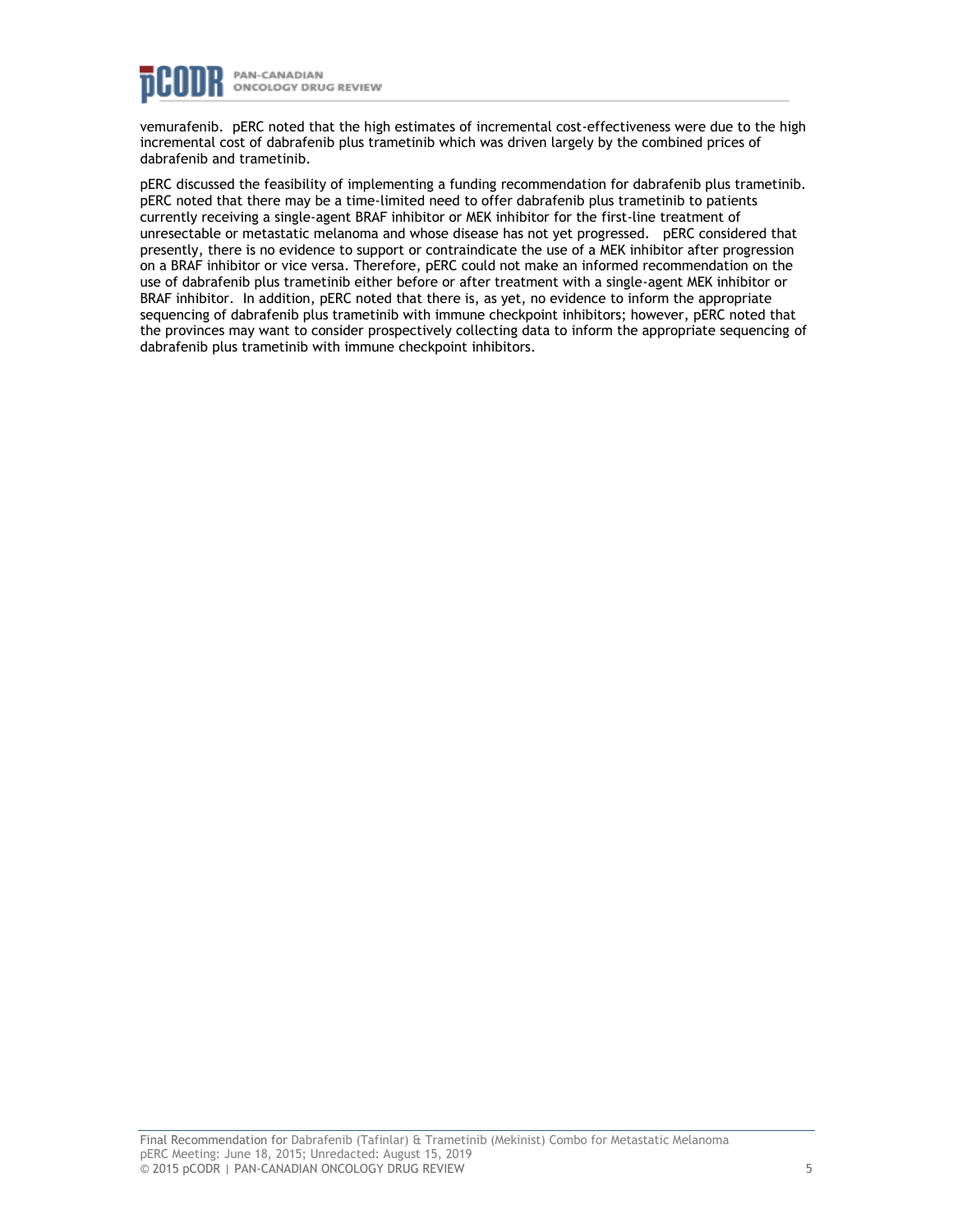vemurafenib. pERC noted that the high estimates of incremental cost-effectiveness were due to the high incremental cost of dabrafenib plus trametinib which was driven largely by the combined prices of dabrafenib and trametinib.

pERC discussed the feasibility of implementing a funding recommendation for dabrafenib plus trametinib. pERC noted that there may be a time-limited need to offer dabrafenib plus trametinib to patients currently receiving a single-agent BRAF inhibitor or MEK inhibitor for the first-line treatment of unresectable or metastatic melanoma and whose disease has not yet progressed. pERC considered that presently, there is no evidence to support or contraindicate the use of a MEK inhibitor after progression on a BRAF inhibitor or vice versa. Therefore, pERC could not make an informed recommendation on the use of dabrafenib plus trametinib either before or after treatment with a single-agent MEK inhibitor or BRAF inhibitor. In addition, pERC noted that there is, as yet, no evidence to inform the appropriate sequencing of dabrafenib plus trametinib with immune checkpoint inhibitors; however, pERC noted that the provinces may want to consider prospectively collecting data to inform the appropriate sequencing of dabrafenib plus trametinib with immune checkpoint inhibitors.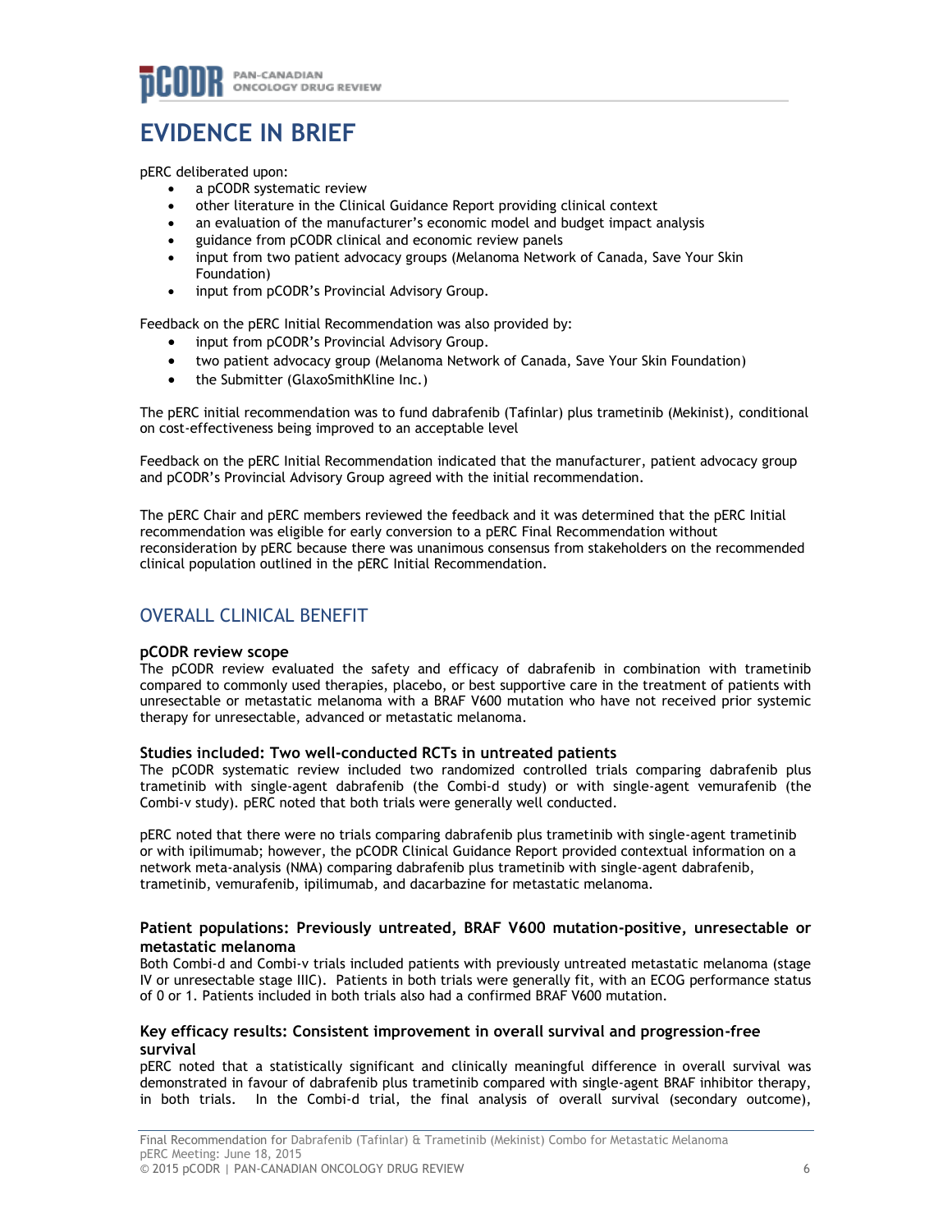# EVIDENCE IN BRIEF

pERC deliberated upon:

- a pCODR systematic review
- other literature in the Clinical Guidance Report providing clinical context
- an evaluation of the manufacturer's economic model and budget impact analysis
- guidance from pCODR clinical and economic review panels
- input from two patient advocacy groups (Melanoma Network of Canada, Save Your Skin Foundation)
- input from pCODR's Provincial Advisory Group.

Feedback on the pERC Initial Recommendation was also provided by:

- input from pCODR's Provincial Advisory Group.
- two patient advocacy group (Melanoma Network of Canada, Save Your Skin Foundation)
- the Submitter (GlaxoSmithKline Inc.)

The pERC initial recommendation was to fund dabrafenib (Tafinlar) plus trametinib (Mekinist), conditional on cost-effectiveness being improved to an acceptable level

Feedback on the pERC Initial Recommendation indicated that the manufacturer, patient advocacy group and pCODR's Provincial Advisory Group agreed with the initial recommendation.

The pERC Chair and pERC members reviewed the feedback and it was determined that the pERC Initial recommendation was eligible for early conversion to a pERC Final Recommendation without reconsideration by pERC because there was unanimous consensus from stakeholders on the recommended clinical population outlined in the pERC Initial Recommendation.

## OVERALL CLINICAL BENEFIT

### pCODR review scope

The pCODR review evaluated the safety and efficacy of dabrafenib in combination with trametinib compared to commonly used therapies, placebo, or best supportive care in the treatment of patients with unresectable or metastatic melanoma with a BRAF V600 mutation who have not received prior systemic therapy for unresectable, advanced or metastatic melanoma.

### Studies included: Two well-conducted RCTs in untreated patients

The pCODR systematic review included two randomized controlled trials comparing dabrafenib plus trametinib with single-agent dabrafenib (the Combi-d study) or with single-agent vemurafenib (the Combi-v study). pERC noted that both trials were generally well conducted.

pERC noted that there were no trials comparing dabrafenib plus trametinib with single-agent trametinib or with ipilimumab; however, the pCODR Clinical Guidance Report provided contextual information on a network meta-analysis (NMA) comparing dabrafenib plus trametinib with single-agent dabrafenib, trametinib, vemurafenib, ipilimumab, and dacarbazine for metastatic melanoma.

### Patient populations: Previously untreated, BRAF V600 mutation-positive, unresectable or metastatic melanoma

Both Combi-d and Combi-v trials included patients with previously untreated metastatic melanoma (stage IV or unresectable stage IIIC). Patients in both trials were generally fit, with an ECOG performance status of 0 or 1. Patients included in both trials also had a confirmed BRAF V600 mutation.

### Key efficacy results: Consistent improvement in overall survival and progression-free survival

pERC noted that a statistically significant and clinically meaningful difference in overall survival was demonstrated in favour of dabrafenib plus trametinib compared with single-agent BRAF inhibitor therapy, in both trials. In the Combi-d trial, the final analysis of overall survival (secondary outcome),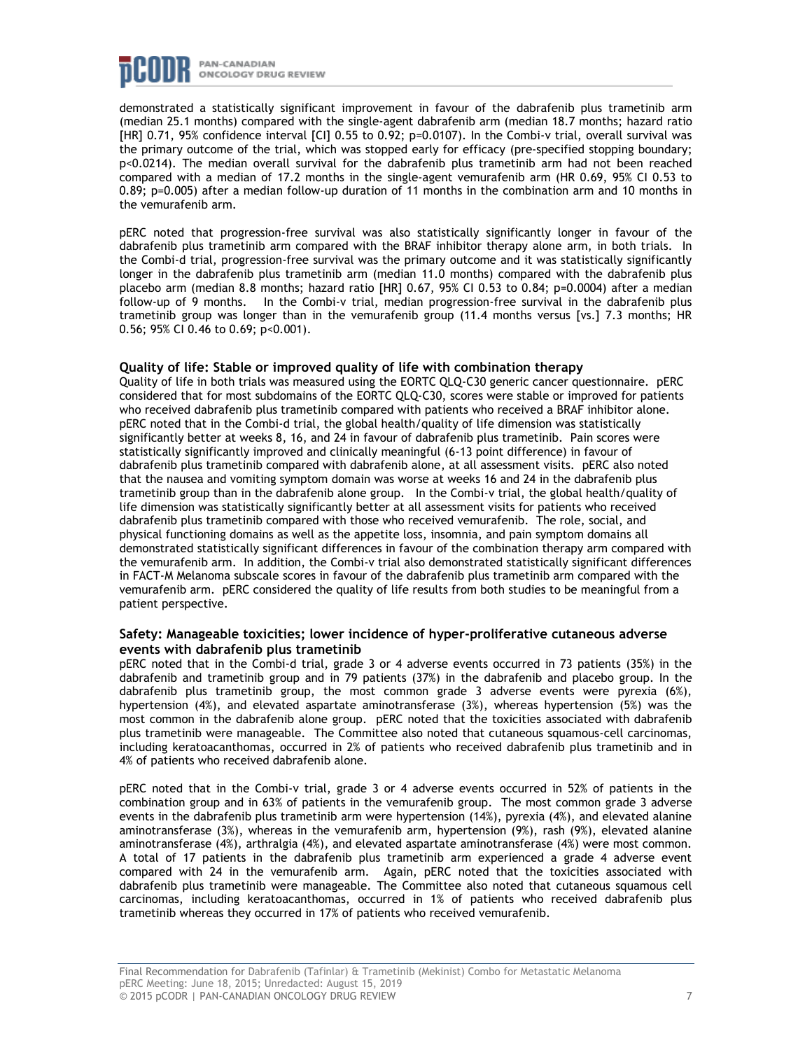demonstrated a statistically significant improvement in favour of the dabrafenib plus trametinib arm (median 25.1 months) compared with the single-agent dabrafenib arm (median 18.7 months; hazard ratio [HR] 0.71, 95% confidence interval [CI] 0.55 to 0.92; p=0.0107). In the Combi-v trial, overall survival was the primary outcome of the trial, which was stopped early for efficacy (pre-specified stopping boundary; p<0.0214). The median overall survival for the dabrafenib plus trametinib arm had not been reached compared with a median of 17.2 months in the single-agent vemurafenib arm (HR 0.69, 95% CI 0.53 to 0.89; p=0.005) after a median follow-up duration of 11 months in the combination arm and 10 months in the vemurafenib arm.

pERC noted that progression-free survival was also statistically significantly longer in favour of the dabrafenib plus trametinib arm compared with the BRAF inhibitor therapy alone arm, in both trials. In the Combi-d trial, progression-free survival was the primary outcome and it was statistically significantly longer in the dabrafenib plus trametinib arm (median 11.0 months) compared with the dabrafenib plus placebo arm (median 8.8 months; hazard ratio [HR] 0.67, 95% CI 0.53 to 0.84; p=0.0004) after a median follow-up of 9 months. In the Combi-v trial, median progression-free survival in the dabrafenib plus trametinib group was longer than in the vemurafenib group (11.4 months versus [vs.] 7.3 months; HR 0.56; 95% CI 0.46 to 0.69; p<0.001).

### Quality of life: Stable or improved quality of life with combination therapy

Quality of life in both trials was measured using the EORTC QLQ-C30 generic cancer questionnaire. pERC considered that for most subdomains of the EORTC QLQ-C30, scores were stable or improved for patients who received dabrafenib plus trametinib compared with patients who received a BRAF inhibitor alone. pERC noted that in the Combi-d trial, the global health/quality of life dimension was statistically significantly better at weeks 8, 16, and 24 in favour of dabrafenib plus trametinib. Pain scores were statistically significantly improved and clinically meaningful (6-13 point difference) in favour of dabrafenib plus trametinib compared with dabrafenib alone, at all assessment visits. pERC also noted that the nausea and vomiting symptom domain was worse at weeks 16 and 24 in the dabrafenib plus trametinib group than in the dabrafenib alone group. In the Combi-v trial, the global health/quality of life dimension was statistically significantly better at all assessment visits for patients who received dabrafenib plus trametinib compared with those who received vemurafenib. The role, social, and physical functioning domains as well as the appetite loss, insomnia, and pain symptom domains all demonstrated statistically significant differences in favour of the combination therapy arm compared with the vemurafenib arm. In addition, the Combi-v trial also demonstrated statistically significant differences in FACT-M Melanoma subscale scores in favour of the dabrafenib plus trametinib arm compared with the vemurafenib arm. pERC considered the quality of life results from both studies to be meaningful from a patient perspective.

### Safety: Manageable toxicities; lower incidence of hyper-proliferative cutaneous adverse events with dabrafenib plus trametinib

pERC noted that in the Combi-d trial, grade 3 or 4 adverse events occurred in 73 patients (35%) in the dabrafenib and trametinib group and in 79 patients (37%) in the dabrafenib and placebo group. In the dabrafenib plus trametinib group, the most common grade 3 adverse events were pyrexia (6%), hypertension (4%), and elevated aspartate aminotransferase (3%), whereas hypertension (5%) was the most common in the dabrafenib alone group. pERC noted that the toxicities associated with dabrafenib plus trametinib were manageable. The Committee also noted that cutaneous squamous-cell carcinomas, including keratoacanthomas, occurred in 2% of patients who received dabrafenib plus trametinib and in 4% of patients who received dabrafenib alone.

pERC noted that in the Combi-v trial, grade 3 or 4 adverse events occurred in 52% of patients in the combination group and in 63% of patients in the vemurafenib group. The most common grade 3 adverse events in the dabrafenib plus trametinib arm were hypertension (14%), pyrexia (4%), and elevated alanine aminotransferase (3%), whereas in the vemurafenib arm, hypertension (9%), rash (9%), elevated alanine aminotransferase (4%), arthralgia (4%), and elevated aspartate aminotransferase (4%) were most common. A total of 17 patients in the dabrafenib plus trametinib arm experienced a grade 4 adverse event compared with 24 in the vemurafenib arm. Again, pERC noted that the toxicities associated with dabrafenib plus trametinib were manageable. The Committee also noted that cutaneous squamous cell carcinomas, including keratoacanthomas, occurred in 1% of patients who received dabrafenib plus trametinib whereas they occurred in 17% of patients who received vemurafenib.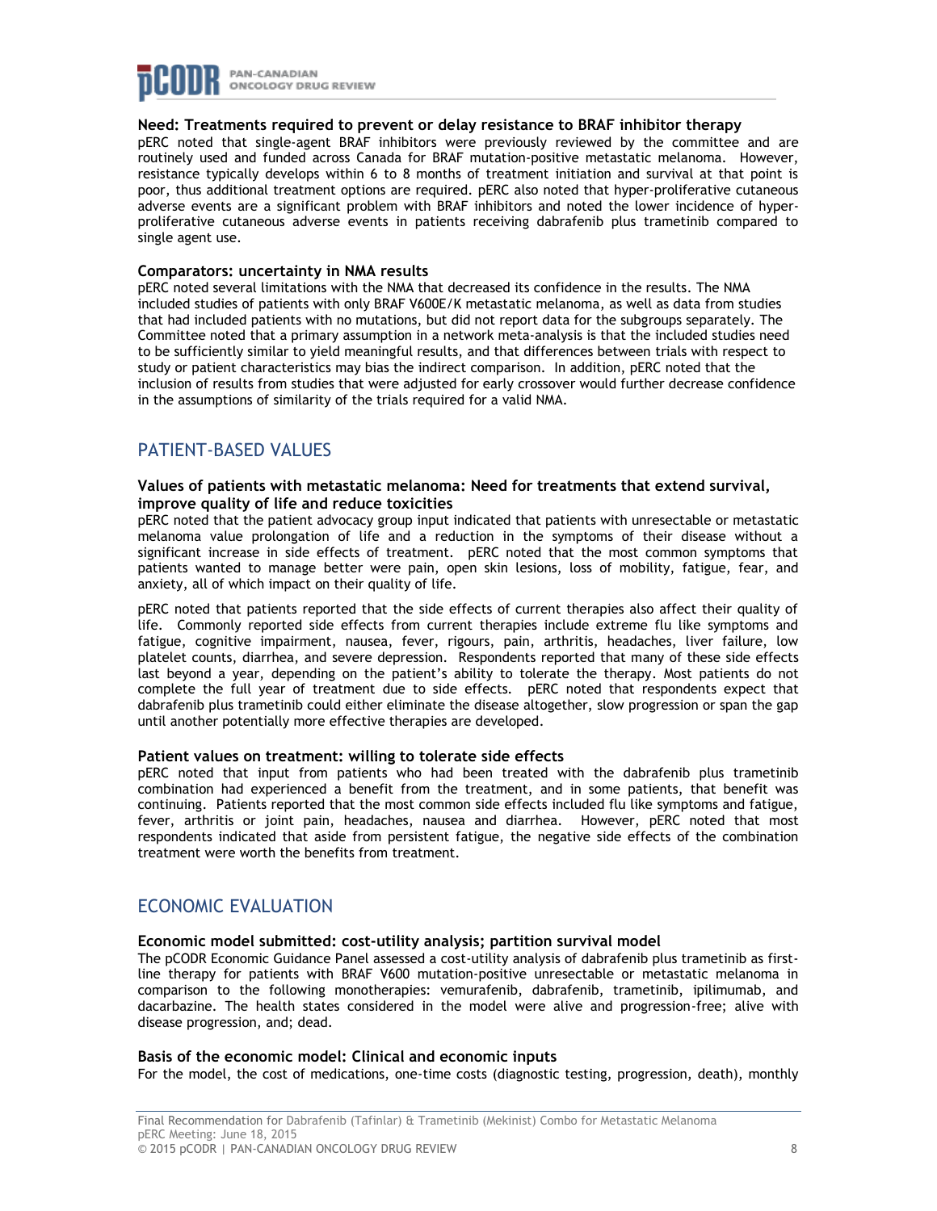**Need: Treatments required to prevent or delay resistance to BRAF inhibitor therapy**

pERC noted that single-agent BRAF inhibitors were previously reviewed by the committee and are routinely used and funded across Canada for BRAF mutation-positive metastatic melanoma. However, resistance typically develops within 6 to 8 months of treatment initiation and survival at that point is poor, thus additional treatment options are required. pERC also noted that hyper-proliferative cutaneous adverse events are a significant problem with BRAF inhibitors and noted the lower incidence of hyper-proliferative cutaneous adverse events in patients receiving dabrafenib plus trametinib compared to single agent use.

**Comparators: uncertainty in NMA results**

pERC noted several limitations with the NMA that decreased its confidence in the results. The NMA included studies of patients with only BRAF V600E/K metastatic melanoma, as well as data from studies that had included patients with no mutations, but did not report data for the subgroups separately. The Committee noted that a primary assumption in a network meta-analysis is that the included studies need to be sufficiently similar to yield meaningful results, and that differences between trials with respect to study or patient characteristics may bias the indirect comparison. In addition, pERC noted that the inclusion of results from studies that were adjusted for early crossover would further decrease confidence in the assumptions of similarity of the trials required for a valid NMA.

## PATIENT-BASED VALUES

**Values of patients with metastatic melanoma: Need for treatments that extend survival, improve quality of life and reduce toxicities**

pERC noted that the patient advocacy group input indicated that patients with unresectable or metastatic melanoma value prolongation of life and a reduction in the symptoms of their disease without a significant increase in side effects of treatment. pERC noted that the most common symptoms that patients wanted to manage better were pain, open skin lesions, loss of mobility, fatigue, fear, and anxiety, all of which impact on their quality of life.

pERC noted that patients reported that the side effects of current therapies also affect their quality of life. Commonly reported side effects from current therapies include extreme flu like symptoms and fatigue, cognitive impairment, nausea, fever, rigours, pain, arthritis, headaches, liver failure, low platelet counts, diarrhea, and severe depression. Respondents reported that many of these side effects last beyond a year, depending on the patient's ability to tolerate the therapy. Most patients do not complete the full year of treatment due to side effects. pERC noted that respondents expect that dabrafenib plus trametinib could either eliminate the disease altogether, slow progression or span the gap until another potentially more effective therapies are developed.

**Patient values on treatment: willing to tolerate side effects**

pERC noted that input from patients who had been treated with the dabrafenib plus trametinib combination had experienced a benefit from the treatment, and in some patients, that benefit was continuing. Patients reported that the most common side effects included flu like symptoms and fatigue, fever, arthritis or joint pain, headaches, nausea and diarrhea. However, pERC noted that most respondents indicated that aside from persistent fatigue, the negative side effects of the combination treatment were worth the benefits from treatment.

## ECONOMIC EVALUATION

**Economic model submitted: cost-utility analysis; partition survival model**

The pCODR Economic Guidance Panel assessed a cost-utility analysis of dabrafenib plus trametinib as first-line therapy for patients with BRAF V600 mutation-positive unresectable or metastatic melanoma in comparison to the following monotherapies: vemurafenib, dabrafenib, trametinib, ipilimumab, and dacarbazine. The health states considered in the model were alive and progression-free; alive with disease progression, and; dead.

**Basis of the economic model: Clinical and economic inputs**

For the model, the cost of medications, one-time costs (diagnostic testing, progression, death), monthly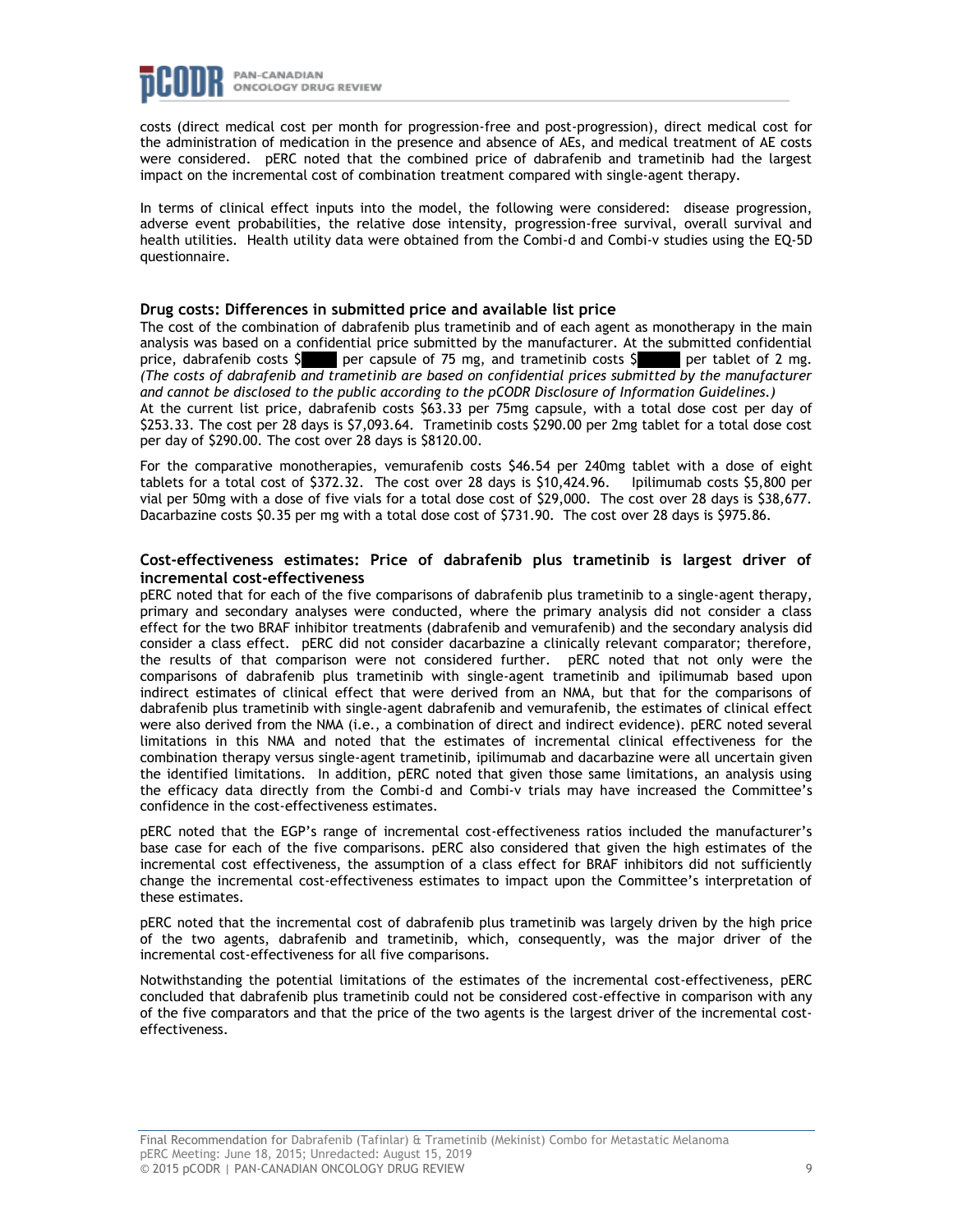costs (direct medical cost per month for progression-free and post-progression), direct medical cost for the administration of medication in the presence and absence of AEs, and medical treatment of AE costs were considered. pERC noted that the combined price of dabrafenib and trametinib had the largest impact on the incremental cost of combination treatment compared with single-agent therapy.

In terms of clinical effect inputs into the model, the following were considered: disease progression, adverse event probabilities, the relative dose intensity, progression-free survival, overall survival and health utilities. Health utility data were obtained from the Combi-d and Combi-v studies using the EQ-5D questionnaire.

### Drug costs: Differences in submitted price and available list price

The cost of the combination of dabrafenib plus trametinib and of each agent as monotherapy in the main analysis was based on a confidential price submitted by the manufacturer. At the submitted confidential price, dabrafenib costs $████ per capsule of 75 mg, and trametinib costs $████ per tablet of 2 mg. *(The costs of dabrafenib and trametinib are based on confidential prices submitted by the manufacturer and cannot be disclosed to the public according to the pCODR Disclosure of Information Guidelines.)* At the current list price, dabrafenib costs $63.33 per 75mg capsule, with a total dose cost per day of $253.33. The cost per 28 days is $7,093.64. Trametinib costs $290.00 per 2mg tablet for a total dose cost per day of $290.00. The cost over 28 days is $8120.00.

For the comparative monotherapies, vemurafenib costs $46.54 per 240mg tablet with a dose of eight tablets for a total cost of $372.32. The cost over 28 days is $10,424.96. Ipilimumab costs $5,800 per vial per 50mg with a dose of five vials for a total dose cost of $29,000. The cost over 28 days is $38,677. Dacarbazine costs $0.35 per mg with a total dose cost of $731.90. The cost over 28 days is $975.86.

### Cost-effectiveness estimates: Price of dabrafenib plus trametinib is largest driver of incremental cost-effectiveness

pERC noted that for each of the five comparisons of dabrafenib plus trametinib to a single-agent therapy, primary and secondary analyses were conducted, where the primary analysis did not consider a class effect for the two BRAF inhibitor treatments (dabrafenib and vemurafenib) and the secondary analysis did consider a class effect. pERC did not consider dacarbazine a clinically relevant comparator; therefore, the results of that comparison were not considered further. pERC noted that not only were the comparisons of dabrafenib plus trametinib with single-agent trametinib and ipilimumab based upon indirect estimates of clinical effect that were derived from an NMA, but that for the comparisons of dabrafenib plus trametinib with single-agent dabrafenib and vemurafenib, the estimates of clinical effect were also derived from the NMA (i.e., a combination of direct and indirect evidence). pERC noted several limitations in this NMA and noted that the estimates of incremental clinical effectiveness for the combination therapy versus single-agent trametinib, ipilimumab and dacarbazine were all uncertain given the identified limitations. In addition, pERC noted that given those same limitations, an analysis using the efficacy data directly from the Combi-d and Combi-v trials may have increased the Committee's confidence in the cost-effectiveness estimates.

pERC noted that the EGP's range of incremental cost-effectiveness ratios included the manufacturer's base case for each of the five comparisons. pERC also considered that given the high estimates of the incremental cost effectiveness, the assumption of a class effect for BRAF inhibitors did not sufficiently change the incremental cost-effectiveness estimates to impact upon the Committee's interpretation of these estimates.

pERC noted that the incremental cost of dabrafenib plus trametinib was largely driven by the high price of the two agents, dabrafenib and trametinib, which, consequently, was the major driver of the incremental cost-effectiveness for all five comparisons.

Notwithstanding the potential limitations of the estimates of the incremental cost-effectiveness, pERC concluded that dabrafenib plus trametinib could not be considered cost-effective in comparison with any of the five comparators and that the price of the two agents is the largest driver of the incremental cost-effectiveness.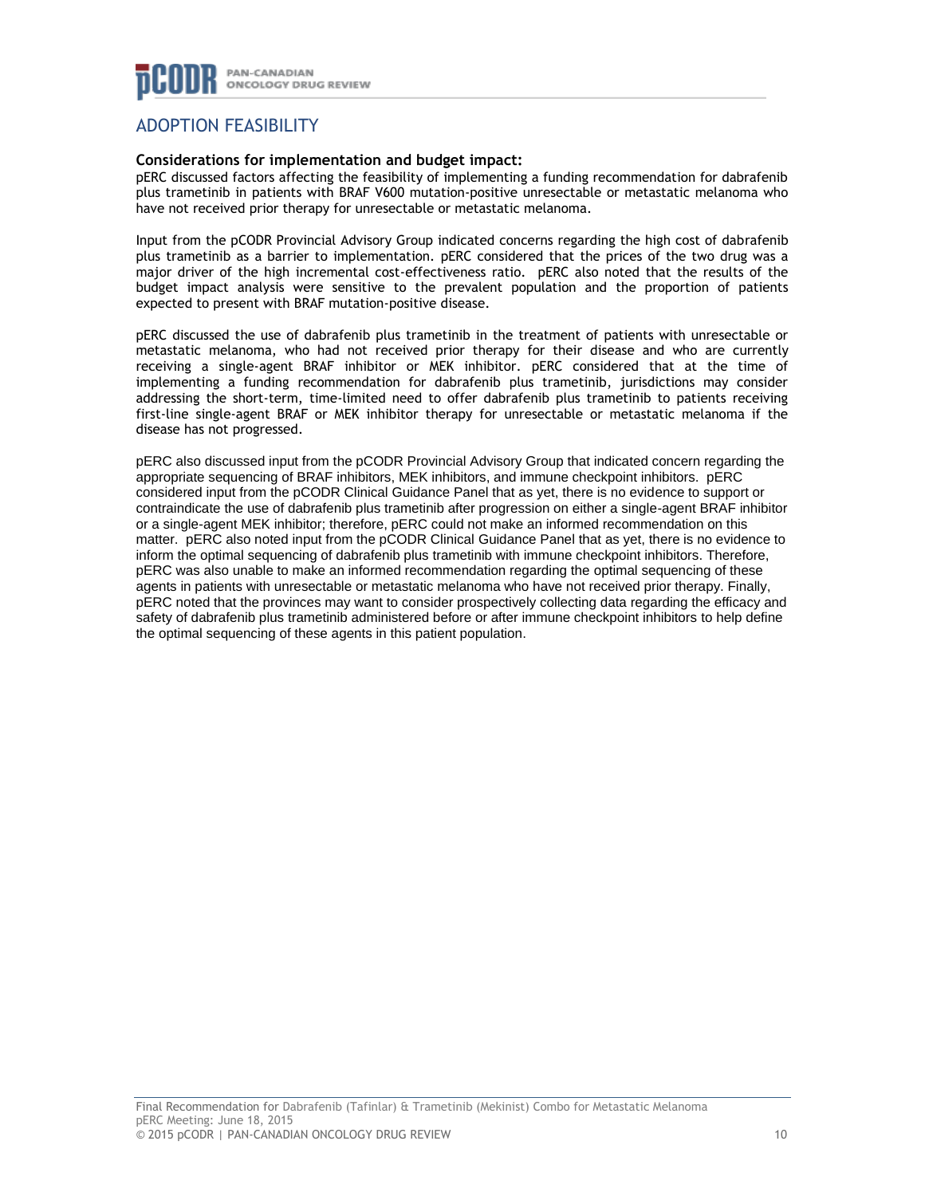## ADOPTION FEASIBILITY

**Considerations for implementation and budget impact:**
pERC discussed factors affecting the feasibility of implementing a funding recommendation for dabrafenib plus trametinib in patients with BRAF V600 mutation-positive unresectable or metastatic melanoma who have not received prior therapy for unresectable or metastatic melanoma.

Input from the pCODR Provincial Advisory Group indicated concerns regarding the high cost of dabrafenib plus trametinib as a barrier to implementation. pERC considered that the prices of the two drug was a major driver of the high incremental cost-effectiveness ratio. pERC also noted that the results of the budget impact analysis were sensitive to the prevalent population and the proportion of patients expected to present with BRAF mutation-positive disease.

pERC discussed the use of dabrafenib plus trametinib in the treatment of patients with unresectable or metastatic melanoma, who had not received prior therapy for their disease and who are currently receiving a single-agent BRAF inhibitor or MEK inhibitor. pERC considered that at the time of implementing a funding recommendation for dabrafenib plus trametinib, jurisdictions may consider addressing the short-term, time-limited need to offer dabrafenib plus trametinib to patients receiving first-line single-agent BRAF or MEK inhibitor therapy for unresectable or metastatic melanoma if the disease has not progressed.

pERC also discussed input from the pCODR Provincial Advisory Group that indicated concern regarding the appropriate sequencing of BRAF inhibitors, MEK inhibitors, and immune checkpoint inhibitors. pERC considered input from the pCODR Clinical Guidance Panel that as yet, there is no evidence to support or contraindicate the use of dabrafenib plus trametinib after progression on either a single-agent BRAF inhibitor or a single-agent MEK inhibitor; therefore, pERC could not make an informed recommendation on this matter. pERC also noted input from the pCODR Clinical Guidance Panel that as yet, there is no evidence to inform the optimal sequencing of dabrafenib plus trametinib with immune checkpoint inhibitors. Therefore, pERC was also unable to make an informed recommendation regarding the optimal sequencing of these agents in patients with unresectable or metastatic melanoma who have not received prior therapy. Finally, pERC noted that the provinces may want to consider prospectively collecting data regarding the efficacy and safety of dabrafenib plus trametinib administered before or after immune checkpoint inhibitors to help define the optimal sequencing of these agents in this patient population.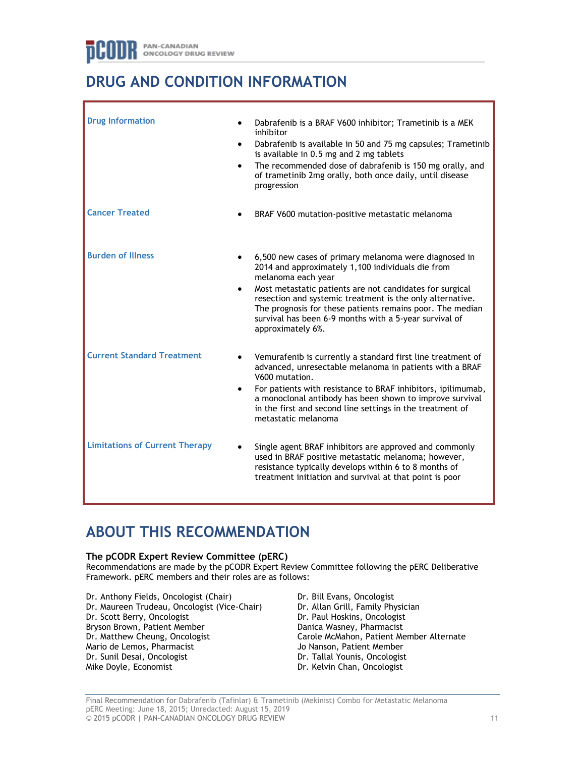# DRUG AND CONDITION INFORMATION

| | |
|---|---|
| **Drug Information** | • Dabrafenib is a BRAF V600 inhibitor; Trametinib is a MEK inhibitor<br>• Dabrafenib is available in 50 and 75 mg capsules; Trametinib is available in 0.5 mg and 2 mg tablets<br>• The recommended dose of dabrafenib is 150 mg orally, and of trametinib 2mg orally, both once daily, until disease progression |
| **Cancer Treated** | • BRAF V600 mutation-positive metastatic melanoma |
| **Burden of Illness** | • 6,500 new cases of primary melanoma were diagnosed in 2014 and approximately 1,100 individuals die from melanoma each year<br>• Most metastatic patients are not candidates for surgical resection and systemic treatment is the only alternative. The prognosis for these patients remains poor. The median survival has been 6-9 months with a 5-year survival of approximately 6%. |
| **Current Standard Treatment** | • Vemurafenib is currently a standard first line treatment of advanced, unresectable melanoma in patients with a BRAF V600 mutation.<br>• For patients with resistance to BRAF inhibitors, ipilimumab, a monoclonal antibody has been shown to improve survival in the first and second line settings in the treatment of metastatic melanoma |
| **Limitations of Current Therapy** | • Single agent BRAF inhibitors are approved and commonly used in BRAF positive metastatic melanoma; however, resistance typically develops within 6 to 8 months of treatment initiation and survival at that point is poor |

# ABOUT THIS RECOMMENDATION

**The pCODR Expert Review Committee (pERC)**

Recommendations are made by the pCODR Expert Review Committee following the pERC Deliberative Framework. pERC members and their roles are as follows:

Dr. Anthony Fields, Oncologist (Chair)
Dr. Maureen Trudeau, Oncologist (Vice-Chair)
Dr. Scott Berry, Oncologist
Bryson Brown, Patient Member
Dr. Matthew Cheung, Oncologist
Mario de Lemos, Pharmacist
Dr. Sunil Desai, Oncologist
Mike Doyle, Economist
Dr. Bill Evans, Oncologist
Dr. Allan Grill, Family Physician
Dr. Paul Hoskins, Oncologist
Danica Wasney, Pharmacist
Carole McMahon, Patient Member Alternate
Jo Nanson, Patient Member
Dr. Tallal Younis, Oncologist
Dr. Kelvin Chan, Oncologist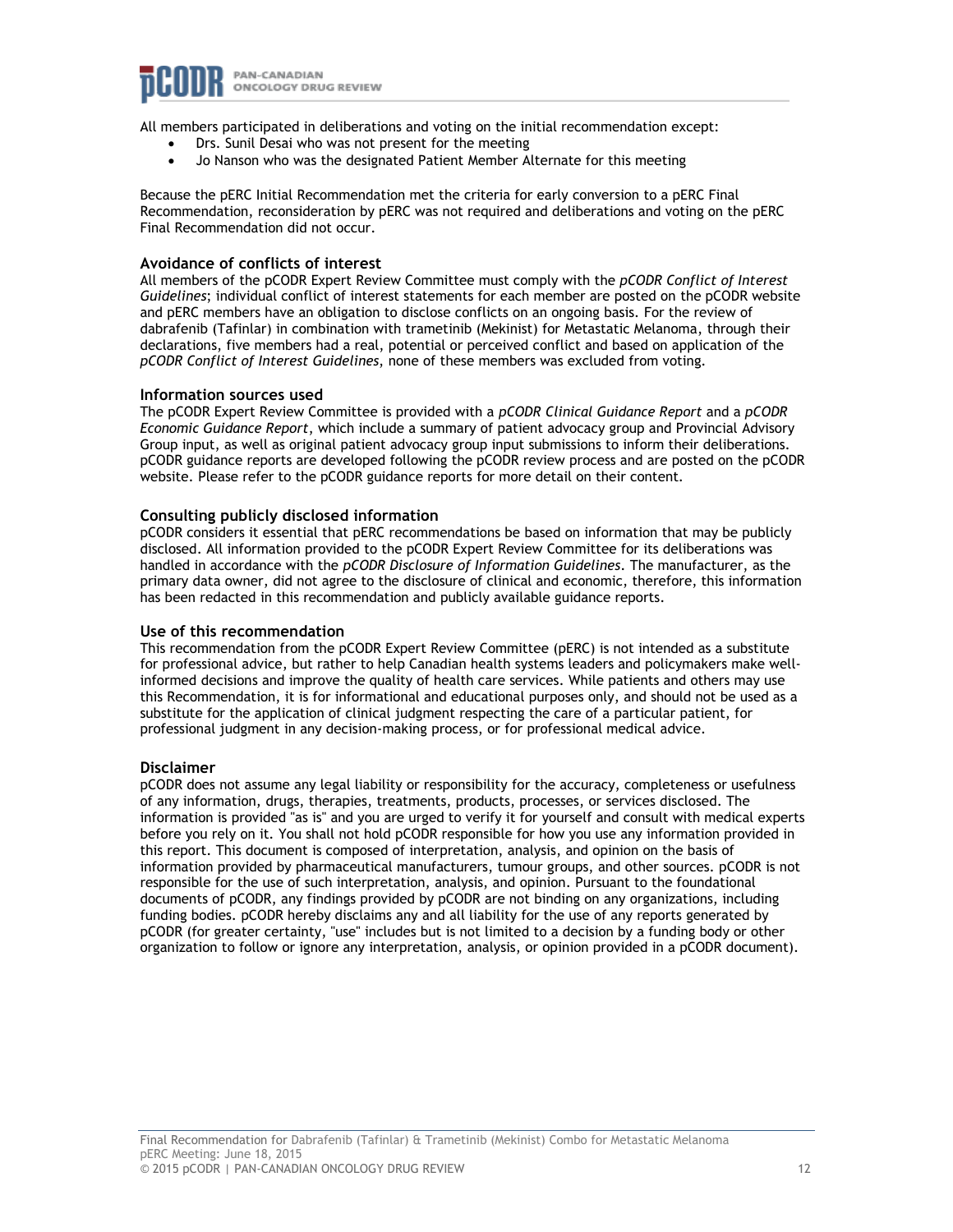All members participated in deliberations and voting on the initial recommendation except:

- Drs. Sunil Desai who was not present for the meeting
- Jo Nanson who was the designated Patient Member Alternate for this meeting

Because the pERC Initial Recommendation met the criteria for early conversion to a pERC Final Recommendation, reconsideration by pERC was not required and deliberations and voting on the pERC Final Recommendation did not occur.

### Avoidance of conflicts of interest

All members of the pCODR Expert Review Committee must comply with the *pCODR Conflict of Interest Guidelines*; individual conflict of interest statements for each member are posted on the pCODR website and pERC members have an obligation to disclose conflicts on an ongoing basis. For the review of dabrafenib (Tafinlar) in combination with trametinib (Mekinist) for Metastatic Melanoma, through their declarations, five members had a real, potential or perceived conflict and based on application of the *pCODR Conflict of Interest Guidelines*, none of these members was excluded from voting.

### Information sources used

The pCODR Expert Review Committee is provided with a *pCODR Clinical Guidance Report* and a *pCODR Economic Guidance Report*, which include a summary of patient advocacy group and Provincial Advisory Group input, as well as original patient advocacy group input submissions to inform their deliberations. pCODR guidance reports are developed following the pCODR review process and are posted on the pCODR website. Please refer to the pCODR guidance reports for more detail on their content.

### Consulting publicly disclosed information

pCODR considers it essential that pERC recommendations be based on information that may be publicly disclosed. All information provided to the pCODR Expert Review Committee for its deliberations was handled in accordance with the *pCODR Disclosure of Information Guidelines*. The manufacturer, as the primary data owner, did not agree to the disclosure of clinical and economic, therefore, this information has been redacted in this recommendation and publicly available guidance reports.

### Use of this recommendation

This recommendation from the pCODR Expert Review Committee (pERC) is not intended as a substitute for professional advice, but rather to help Canadian health systems leaders and policymakers make well-informed decisions and improve the quality of health care services. While patients and others may use this Recommendation, it is for informational and educational purposes only, and should not be used as a substitute for the application of clinical judgment respecting the care of a particular patient, for professional judgment in any decision-making process, or for professional medical advice.

### Disclaimer

pCODR does not assume any legal liability or responsibility for the accuracy, completeness or usefulness of any information, drugs, therapies, treatments, products, processes, or services disclosed. The information is provided "as is" and you are urged to verify it for yourself and consult with medical experts before you rely on it. You shall not hold pCODR responsible for how you use any information provided in this report. This document is composed of interpretation, analysis, and opinion on the basis of information provided by pharmaceutical manufacturers, tumour groups, and other sources. pCODR is not responsible for the use of such interpretation, analysis, and opinion. Pursuant to the foundational documents of pCODR, any findings provided by pCODR are not binding on any organizations, including funding bodies. pCODR hereby disclaims any and all liability for the use of any reports generated by pCODR (for greater certainty, "use" includes but is not limited to a decision by a funding body or other organization to follow or ignore any interpretation, analysis, or opinion provided in a pCODR document).